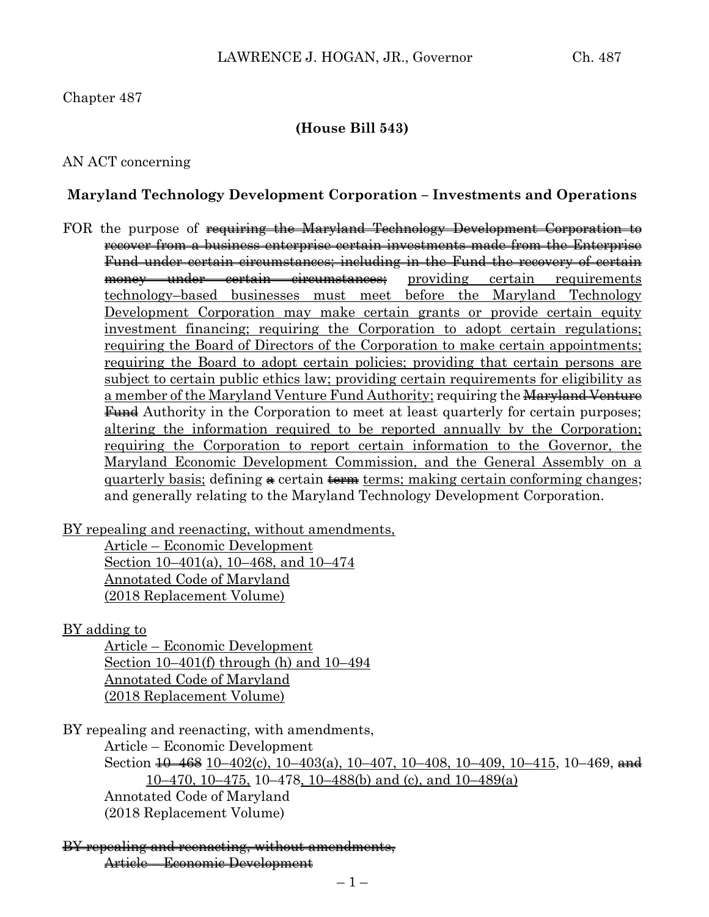Chapter 487

**(House Bill 543)**

AN ACT concerning

**Maryland Technology Development Corporation – Investments and Operations**

FOR the purpose of ~~requiring the Maryland Technology Development Corporation to recover from a business enterprise certain investments made from the Enterprise Fund under certain circumstances; including in the Fund the recovery of certain money under certain circumstances;~~ <u>providing certain requirements technology–based businesses must meet before the Maryland Technology Development Corporation may make certain grants or provide certain equity investment financing; requiring the Corporation to adopt certain regulations; requiring the Board of Directors of the Corporation to make certain appointments; requiring the Board to adopt certain policies; providing that certain persons are subject to certain public ethics law; providing certain requirements for eligibility as a member of the Maryland Venture Fund Authority;</u> requiring the ~~Maryland Venture Fund~~ Authority in the Corporation to meet at least quarterly for certain purposes; <u>altering the information required to be reported annually by the Corporation; requiring the Corporation to report certain information to the Governor, the Maryland Economic Development Commission, and the General Assembly on a quarterly basis;</u> defining ~~a~~ certain ~~term~~ <u>terms; making certain conforming changes</u>; and generally relating to the Maryland Technology Development Corporation.

<u>BY repealing and reenacting, without amendments,</u>
<u>Article – Economic Development</u>
<u>Section 10–401(a), 10–468, and 10–474</u>
<u>Annotated Code of Maryland</u>
<u>(2018 Replacement Volume)</u>

<u>BY adding to</u>
<u>Article – Economic Development</u>
<u>Section 10–401(f) through (h) and 10–494</u>
<u>Annotated Code of Maryland</u>
<u>(2018 Replacement Volume)</u>

BY repealing and reenacting, with amendments,
Article – Economic Development
Section ~~10–468~~ <u>10–402(c), 10–403(a), 10–407, 10–408, 10–409, 10–415</u>, 10–469, ~~and~~ <u>10–470, 10–475,</u> 10–478<u>, 10–488(b) and (c), and 10–489(a)</u>
Annotated Code of Maryland
(2018 Replacement Volume)

~~BY repealing and reenacting, without amendments,~~
~~Article – Economic Development~~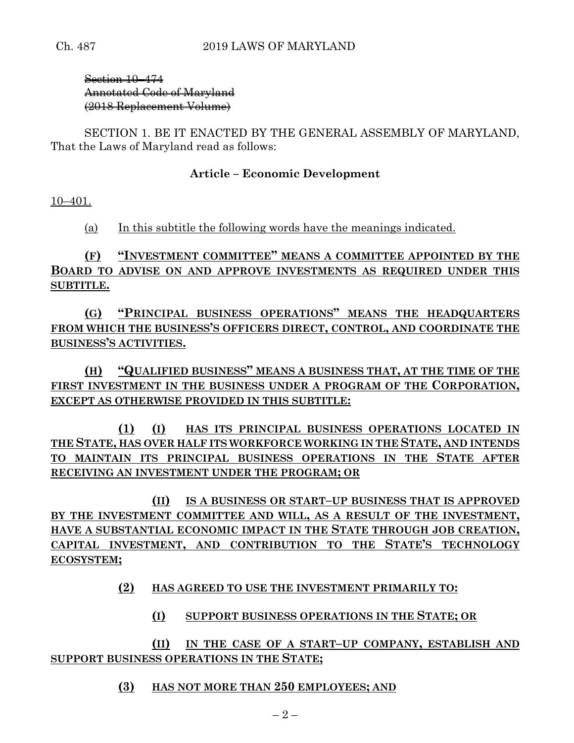~~Section 10–474~~
~~Annotated Code of Maryland~~
~~(2018 Replacement Volume)~~

SECTION 1. BE IT ENACTED BY THE GENERAL ASSEMBLY OF MARYLAND, That the Laws of Maryland read as follows:

**Article – Economic Development**

10–401.

(a) In this subtitle the following words have the meanings indicated.

**(F) "INVESTMENT COMMITTEE" MEANS A COMMITTEE APPOINTED BY THE BOARD TO ADVISE ON AND APPROVE INVESTMENTS AS REQUIRED UNDER THIS SUBTITLE.**

**(G) "PRINCIPAL BUSINESS OPERATIONS" MEANS THE HEADQUARTERS FROM WHICH THE BUSINESS'S OFFICERS DIRECT, CONTROL, AND COORDINATE THE BUSINESS'S ACTIVITIES.**

**(H) "QUALIFIED BUSINESS" MEANS A BUSINESS THAT, AT THE TIME OF THE FIRST INVESTMENT IN THE BUSINESS UNDER A PROGRAM OF THE CORPORATION, EXCEPT AS OTHERWISE PROVIDED IN THIS SUBTITLE:**

**(1) (I) HAS ITS PRINCIPAL BUSINESS OPERATIONS LOCATED IN THE STATE, HAS OVER HALF ITS WORKFORCE WORKING IN THE STATE, AND INTENDS TO MAINTAIN ITS PRINCIPAL BUSINESS OPERATIONS IN THE STATE AFTER RECEIVING AN INVESTMENT UNDER THE PROGRAM; OR**

**(II) IS A BUSINESS OR START–UP BUSINESS THAT IS APPROVED BY THE INVESTMENT COMMITTEE AND WILL, AS A RESULT OF THE INVESTMENT, HAVE A SUBSTANTIAL ECONOMIC IMPACT IN THE STATE THROUGH JOB CREATION, CAPITAL INVESTMENT, AND CONTRIBUTION TO THE STATE'S TECHNOLOGY ECOSYSTEM;**

**(2) HAS AGREED TO USE THE INVESTMENT PRIMARILY TO:**

**(I) SUPPORT BUSINESS OPERATIONS IN THE STATE; OR**

**(II) IN THE CASE OF A START–UP COMPANY, ESTABLISH AND SUPPORT BUSINESS OPERATIONS IN THE STATE;**

**(3) HAS NOT MORE THAN 250 EMPLOYEES; AND**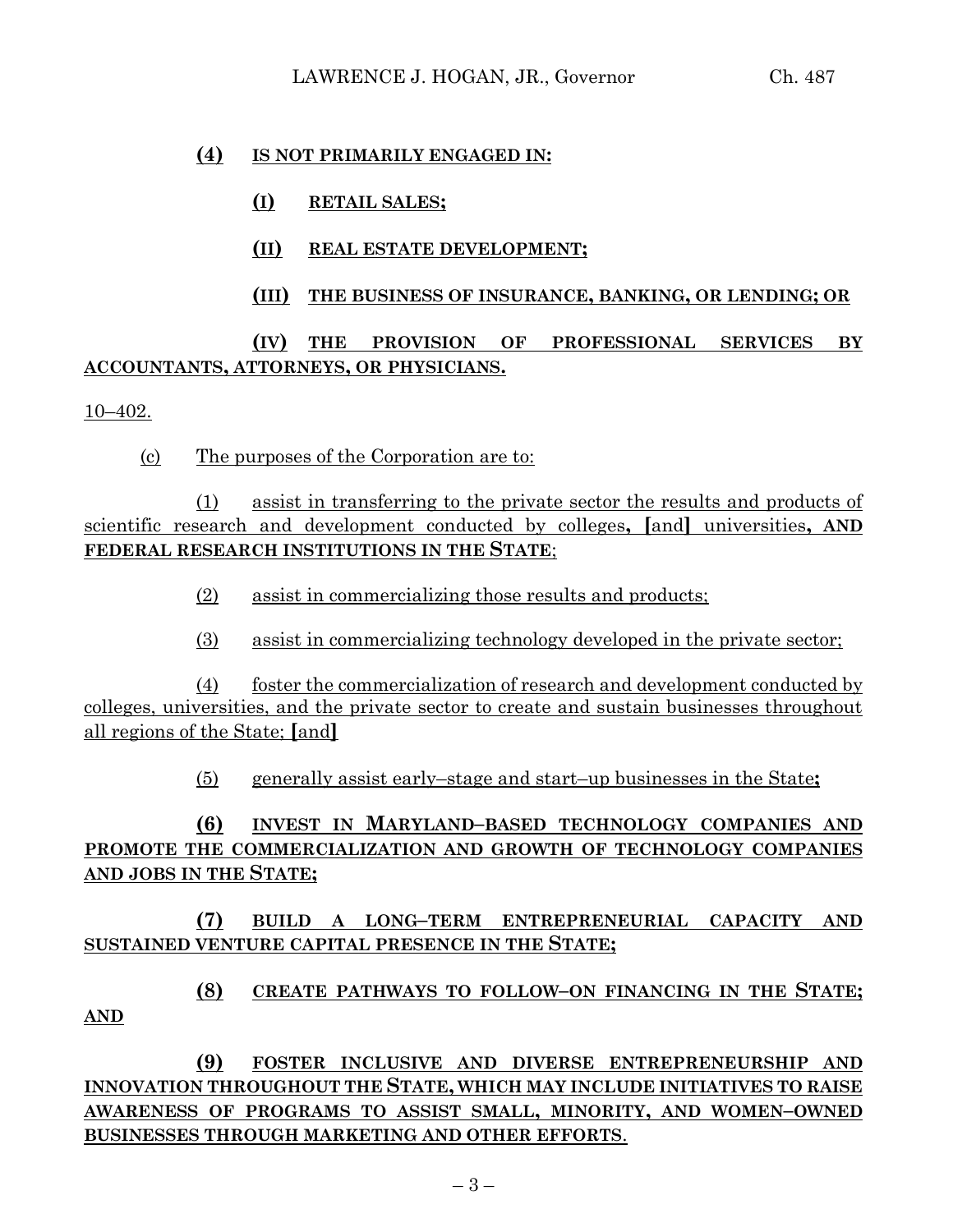**(4) IS NOT PRIMARILY ENGAGED IN:**

**(I) RETAIL SALES;**

**(II) REAL ESTATE DEVELOPMENT;**

**(III) THE BUSINESS OF INSURANCE, BANKING, OR LENDING; OR**

**(IV) THE PROVISION OF PROFESSIONAL SERVICES BY ACCOUNTANTS, ATTORNEYS, OR PHYSICIANS.**

10–402.

(c) The purposes of the Corporation are to:

(1) assist in transferring to the private sector the results and products of scientific research and development conducted by colleges**,** **[**and**]** universities**, AND FEDERAL RESEARCH INSTITUTIONS IN THE STATE**;

(2) assist in commercializing those results and products;

(3) assist in commercializing technology developed in the private sector;

(4) foster the commercialization of research and development conducted by colleges, universities, and the private sector to create and sustain businesses throughout all regions of the State; **[**and**]**

(5) generally assist early–stage and start–up businesses in the State**;**

**(6) INVEST IN MARYLAND–BASED TECHNOLOGY COMPANIES AND PROMOTE THE COMMERCIALIZATION AND GROWTH OF TECHNOLOGY COMPANIES AND JOBS IN THE STATE;**

**(7) BUILD A LONG–TERM ENTREPRENEURIAL CAPACITY AND SUSTAINED VENTURE CAPITAL PRESENCE IN THE STATE;**

**(8) CREATE PATHWAYS TO FOLLOW–ON FINANCING IN THE STATE; AND**

**(9) FOSTER INCLUSIVE AND DIVERSE ENTREPRENEURSHIP AND INNOVATION THROUGHOUT THE STATE, WHICH MAY INCLUDE INITIATIVES TO RAISE AWARENESS OF PROGRAMS TO ASSIST SMALL, MINORITY, AND WOMEN–OWNED BUSINESSES THROUGH MARKETING AND OTHER EFFORTS**.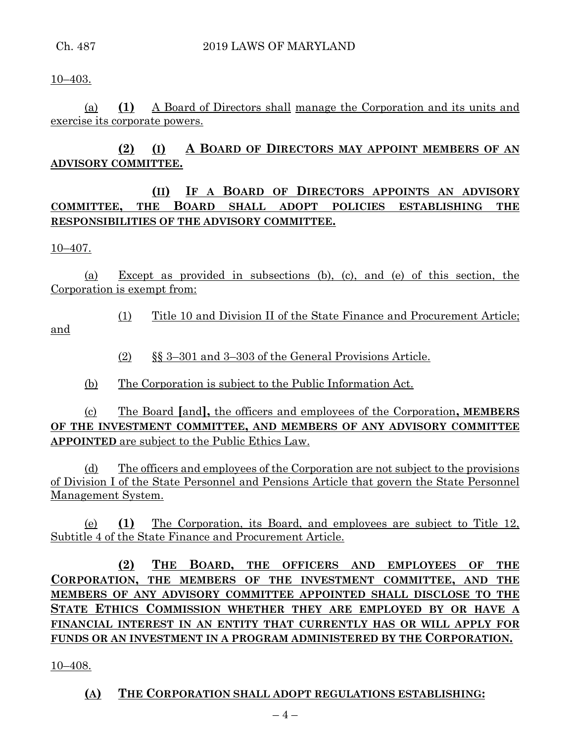10–403.

(a) **(1)** A Board of Directors shall manage the Corporation and its units and exercise its corporate powers.

**(2) (I) A BOARD OF DIRECTORS MAY APPOINT MEMBERS OF AN ADVISORY COMMITTEE.**

**(II) IF A BOARD OF DIRECTORS APPOINTS AN ADVISORY COMMITTEE, THE BOARD SHALL ADOPT POLICIES ESTABLISHING THE RESPONSIBILITIES OF THE ADVISORY COMMITTEE.**

10–407.

(a) Except as provided in subsections (b), (c), and (e) of this section, the Corporation is exempt from:

(1) Title 10 and Division II of the State Finance and Procurement Article; and

(2) §§ 3–301 and 3–303 of the General Provisions Article.

(b) The Corporation is subject to the Public Information Act.

(c) The Board **[**and**]**, the officers and employees of the Corporation**, MEMBERS OF THE INVESTMENT COMMITTEE, AND MEMBERS OF ANY ADVISORY COMMITTEE APPOINTED** are subject to the Public Ethics Law.

(d) The officers and employees of the Corporation are not subject to the provisions of Division I of the State Personnel and Pensions Article that govern the State Personnel Management System.

(e) **(1)** The Corporation, its Board, and employees are subject to Title 12, Subtitle 4 of the State Finance and Procurement Article.

**(2) THE BOARD, THE OFFICERS AND EMPLOYEES OF THE CORPORATION, THE MEMBERS OF THE INVESTMENT COMMITTEE, AND THE MEMBERS OF ANY ADVISORY COMMITTEE APPOINTED SHALL DISCLOSE TO THE STATE ETHICS COMMISSION WHETHER THEY ARE EMPLOYED BY OR HAVE A FINANCIAL INTEREST IN AN ENTITY THAT CURRENTLY HAS OR WILL APPLY FOR FUNDS OR AN INVESTMENT IN A PROGRAM ADMINISTERED BY THE CORPORATION.**

10–408.

**(A) THE CORPORATION SHALL ADOPT REGULATIONS ESTABLISHING:**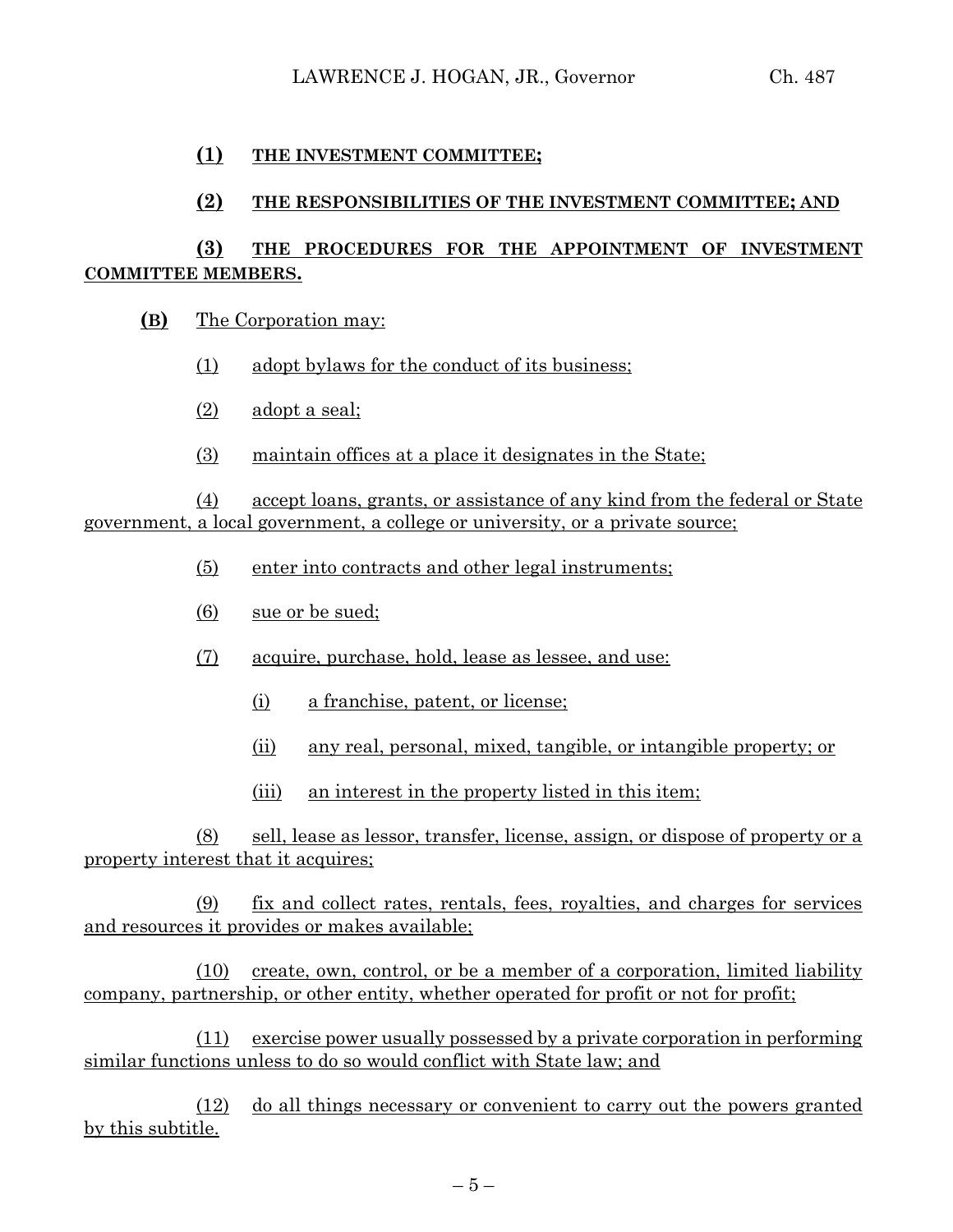**(1)** **THE INVESTMENT COMMITTEE;**

**(2)** **THE RESPONSIBILITIES OF THE INVESTMENT COMMITTEE; AND**

**(3)** **THE PROCEDURES FOR THE APPOINTMENT OF INVESTMENT COMMITTEE MEMBERS.**

**(B)** The Corporation may:

(1) adopt bylaws for the conduct of its business;

(2) adopt a seal;

(3) maintain offices at a place it designates in the State;

(4) accept loans, grants, or assistance of any kind from the federal or State government, a local government, a college or university, or a private source;

(5) enter into contracts and other legal instruments;

(6) sue or be sued;

(7) acquire, purchase, hold, lease as lessee, and use:

(i) a franchise, patent, or license;

(ii) any real, personal, mixed, tangible, or intangible property; or

(iii) an interest in the property listed in this item;

(8) sell, lease as lessor, transfer, license, assign, or dispose of property or a property interest that it acquires;

(9) fix and collect rates, rentals, fees, royalties, and charges for services and resources it provides or makes available;

(10) create, own, control, or be a member of a corporation, limited liability company, partnership, or other entity, whether operated for profit or not for profit;

(11) exercise power usually possessed by a private corporation in performing similar functions unless to do so would conflict with State law; and

(12) do all things necessary or convenient to carry out the powers granted by this subtitle.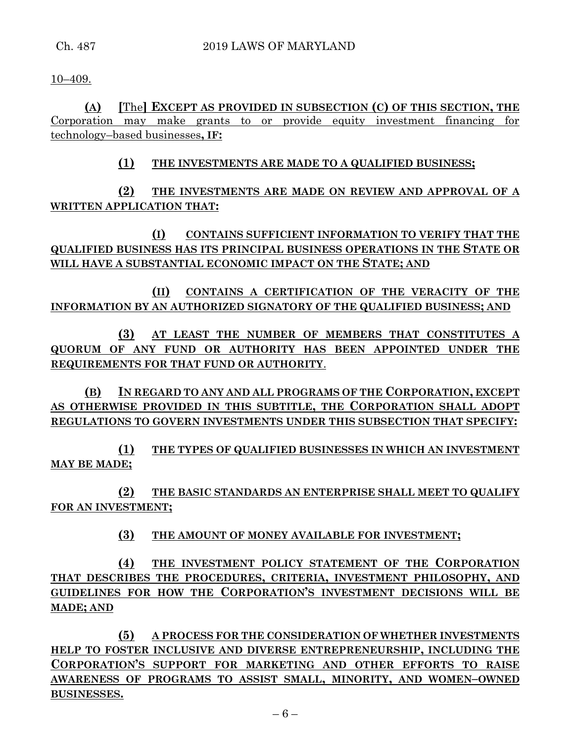10–409.

**(A)** **[**The**]** **EXCEPT AS PROVIDED IN SUBSECTION (C) OF THIS SECTION, THE** Corporation may make grants to or provide equity investment financing for technology–based businesses**, IF:**

**(1)** **THE INVESTMENTS ARE MADE TO A QUALIFIED BUSINESS;**

**(2)** **THE INVESTMENTS ARE MADE ON REVIEW AND APPROVAL OF A WRITTEN APPLICATION THAT:**

**(I)** **CONTAINS SUFFICIENT INFORMATION TO VERIFY THAT THE QUALIFIED BUSINESS HAS ITS PRINCIPAL BUSINESS OPERATIONS IN THE STATE OR WILL HAVE A SUBSTANTIAL ECONOMIC IMPACT ON THE STATE; AND**

**(II)** **CONTAINS A CERTIFICATION OF THE VERACITY OF THE INFORMATION BY AN AUTHORIZED SIGNATORY OF THE QUALIFIED BUSINESS; AND**

**(3)** **AT LEAST THE NUMBER OF MEMBERS THAT CONSTITUTES A QUORUM OF ANY FUND OR AUTHORITY HAS BEEN APPOINTED UNDER THE REQUIREMENTS FOR THAT FUND OR AUTHORITY**.

**(B)** **IN REGARD TO ANY AND ALL PROGRAMS OF THE CORPORATION, EXCEPT AS OTHERWISE PROVIDED IN THIS SUBTITLE, THE CORPORATION SHALL ADOPT REGULATIONS TO GOVERN INVESTMENTS UNDER THIS SUBSECTION THAT SPECIFY:**

**(1)** **THE TYPES OF QUALIFIED BUSINESSES IN WHICH AN INVESTMENT MAY BE MADE;**

**(2)** **THE BASIC STANDARDS AN ENTERPRISE SHALL MEET TO QUALIFY FOR AN INVESTMENT;**

**(3)** **THE AMOUNT OF MONEY AVAILABLE FOR INVESTMENT;**

**(4)** **THE INVESTMENT POLICY STATEMENT OF THE CORPORATION THAT DESCRIBES THE PROCEDURES, CRITERIA, INVESTMENT PHILOSOPHY, AND GUIDELINES FOR HOW THE CORPORATION'S INVESTMENT DECISIONS WILL BE MADE; AND**

**(5)** **A PROCESS FOR THE CONSIDERATION OF WHETHER INVESTMENTS HELP TO FOSTER INCLUSIVE AND DIVERSE ENTREPRENEURSHIP, INCLUDING THE CORPORATION'S SUPPORT FOR MARKETING AND OTHER EFFORTS TO RAISE AWARENESS OF PROGRAMS TO ASSIST SMALL, MINORITY, AND WOMEN–OWNED BUSINESSES.**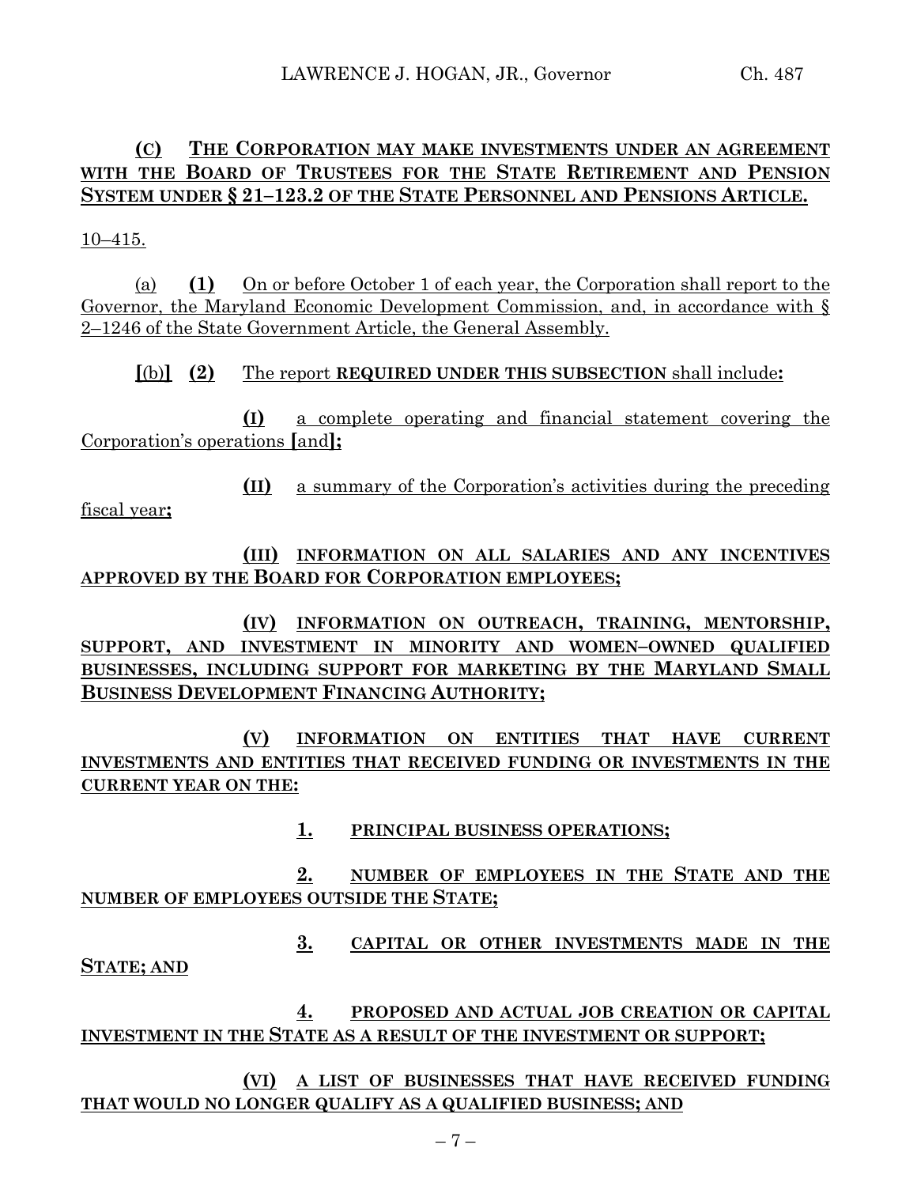**(C) THE CORPORATION MAY MAKE INVESTMENTS UNDER AN AGREEMENT WITH THE BOARD OF TRUSTEES FOR THE STATE RETIREMENT AND PENSION SYSTEM UNDER § 21–123.2 OF THE STATE PERSONNEL AND PENSIONS ARTICLE.**

10–415.

(a) **(1)** On or before October 1 of each year, the Corporation shall report to the Governor, the Maryland Economic Development Commission, and, in accordance with § 2–1246 of the State Government Article, the General Assembly.

**[**(b)**]** **(2)** The report **REQUIRED UNDER THIS SUBSECTION** shall include**:**

**(I)** a complete operating and financial statement covering the Corporation's operations **[**and**];**

**(II)** a summary of the Corporation's activities during the preceding fiscal year**;**

**(III) INFORMATION ON ALL SALARIES AND ANY INCENTIVES APPROVED BY THE BOARD FOR CORPORATION EMPLOYEES;**

**(IV) INFORMATION ON OUTREACH, TRAINING, MENTORSHIP, SUPPORT, AND INVESTMENT IN MINORITY AND WOMEN–OWNED QUALIFIED BUSINESSES, INCLUDING SUPPORT FOR MARKETING BY THE MARYLAND SMALL BUSINESS DEVELOPMENT FINANCING AUTHORITY;**

**(V) INFORMATION ON ENTITIES THAT HAVE CURRENT INVESTMENTS AND ENTITIES THAT RECEIVED FUNDING OR INVESTMENTS IN THE CURRENT YEAR ON THE:**

**1. PRINCIPAL BUSINESS OPERATIONS;**

**2. NUMBER OF EMPLOYEES IN THE STATE AND THE NUMBER OF EMPLOYEES OUTSIDE THE STATE;**

**3. CAPITAL OR OTHER INVESTMENTS MADE IN THE STATE; AND**

**4. PROPOSED AND ACTUAL JOB CREATION OR CAPITAL INVESTMENT IN THE STATE AS A RESULT OF THE INVESTMENT OR SUPPORT;**

**(VI) A LIST OF BUSINESSES THAT HAVE RECEIVED FUNDING THAT WOULD NO LONGER QUALIFY AS A QUALIFIED BUSINESS; AND**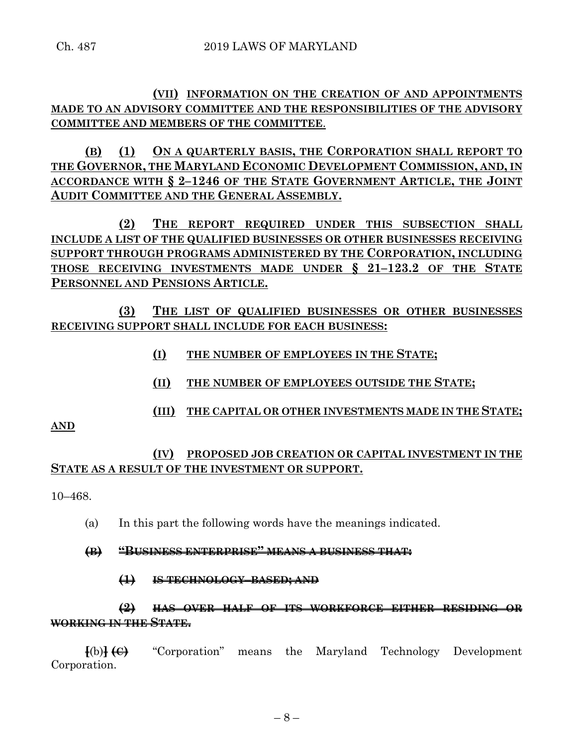**(VII) INFORMATION ON THE CREATION OF AND APPOINTMENTS MADE TO AN ADVISORY COMMITTEE AND THE RESPONSIBILITIES OF THE ADVISORY COMMITTEE AND MEMBERS OF THE COMMITTEE**.

**(B) (1) ON A QUARTERLY BASIS, THE CORPORATION SHALL REPORT TO THE GOVERNOR, THE MARYLAND ECONOMIC DEVELOPMENT COMMISSION, AND, IN ACCORDANCE WITH § 2–1246 OF THE STATE GOVERNMENT ARTICLE, THE JOINT AUDIT COMMITTEE AND THE GENERAL ASSEMBLY.**

**(2) THE REPORT REQUIRED UNDER THIS SUBSECTION SHALL INCLUDE A LIST OF THE QUALIFIED BUSINESSES OR OTHER BUSINESSES RECEIVING SUPPORT THROUGH PROGRAMS ADMINISTERED BY THE CORPORATION, INCLUDING THOSE RECEIVING INVESTMENTS MADE UNDER § 21–123.2 OF THE STATE PERSONNEL AND PENSIONS ARTICLE.**

**(3) THE LIST OF QUALIFIED BUSINESSES OR OTHER BUSINESSES RECEIVING SUPPORT SHALL INCLUDE FOR EACH BUSINESS:**

**(I) THE NUMBER OF EMPLOYEES IN THE STATE;**

**(II) THE NUMBER OF EMPLOYEES OUTSIDE THE STATE;**

**(III) THE CAPITAL OR OTHER INVESTMENTS MADE IN THE STATE; AND**

**(IV) PROPOSED JOB CREATION OR CAPITAL INVESTMENT IN THE STATE AS A RESULT OF THE INVESTMENT OR SUPPORT.**

10–468.

(a) In this part the following words have the meanings indicated.

~~**(B) "BUSINESS ENTERPRISE" MEANS A BUSINESS THAT:**~~

~~**(1) IS TECHNOLOGY–BASED; AND**~~

~~**(2) HAS OVER HALF OF ITS WORKFORCE EITHER RESIDING OR WORKING IN THE STATE.**~~

[(b)] ~~**(C)**~~ "Corporation" means the Maryland Technology Development Corporation.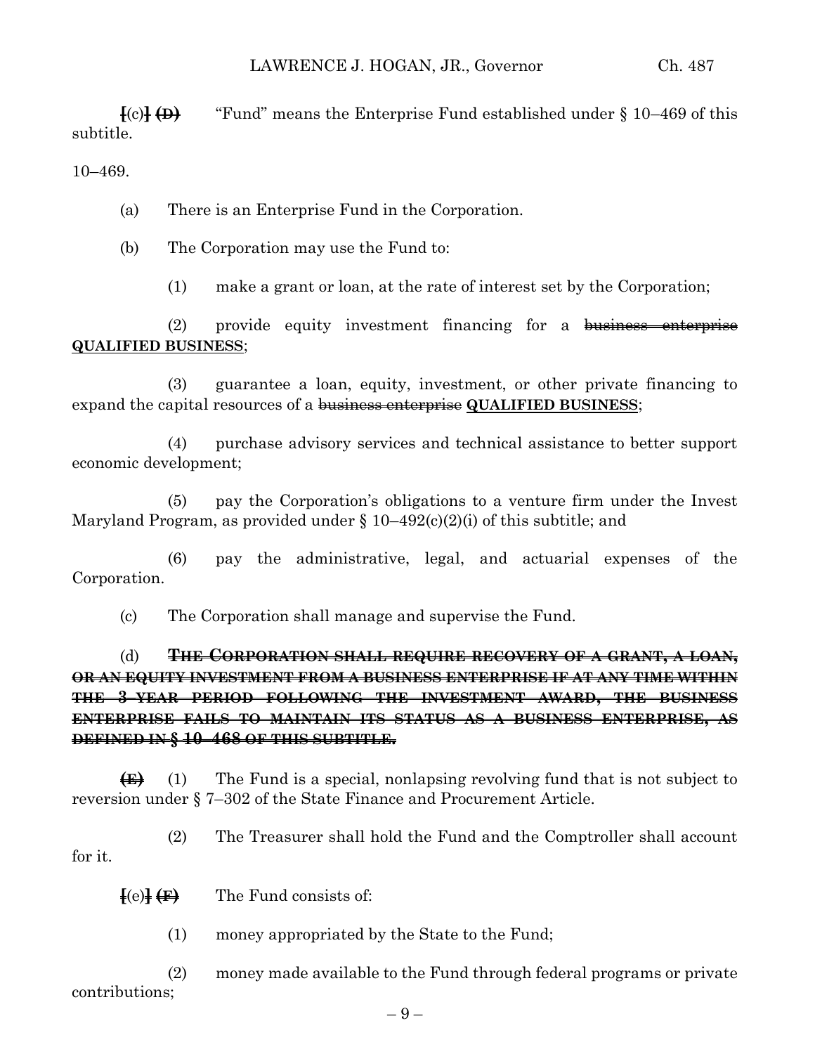[(c)] ~~(D)~~ "Fund" means the Enterprise Fund established under § 10–469 of this subtitle.

10–469.

(a) There is an Enterprise Fund in the Corporation.

(b) The Corporation may use the Fund to:

(1) make a grant or loan, at the rate of interest set by the Corporation;

(2) provide equity investment financing for a ~~business enterprise~~ **QUALIFIED BUSINESS**;

(3) guarantee a loan, equity, investment, or other private financing to expand the capital resources of a ~~business enterprise~~ **QUALIFIED BUSINESS**;

(4) purchase advisory services and technical assistance to better support economic development;

(5) pay the Corporation's obligations to a venture firm under the Invest Maryland Program, as provided under § 10–492(c)(2)(i) of this subtitle; and

(6) pay the administrative, legal, and actuarial expenses of the Corporation.

(c) The Corporation shall manage and supervise the Fund.

(d) ~~**THE CORPORATION SHALL REQUIRE RECOVERY OF A GRANT, A LOAN, OR AN EQUITY INVESTMENT FROM A BUSINESS ENTERPRISE IF AT ANY TIME WITHIN THE 3–YEAR PERIOD FOLLOWING THE INVESTMENT AWARD, THE BUSINESS ENTERPRISE FAILS TO MAINTAIN ITS STATUS AS A BUSINESS ENTERPRISE, AS DEFINED IN § 10–468 OF THIS SUBTITLE.**~~

~~(E)~~ (1) The Fund is a special, nonlapsing revolving fund that is not subject to reversion under § 7–302 of the State Finance and Procurement Article.

(2) The Treasurer shall hold the Fund and the Comptroller shall account for it.

[(e)] ~~(F)~~ The Fund consists of:

(1) money appropriated by the State to the Fund;

(2) money made available to the Fund through federal programs or private contributions;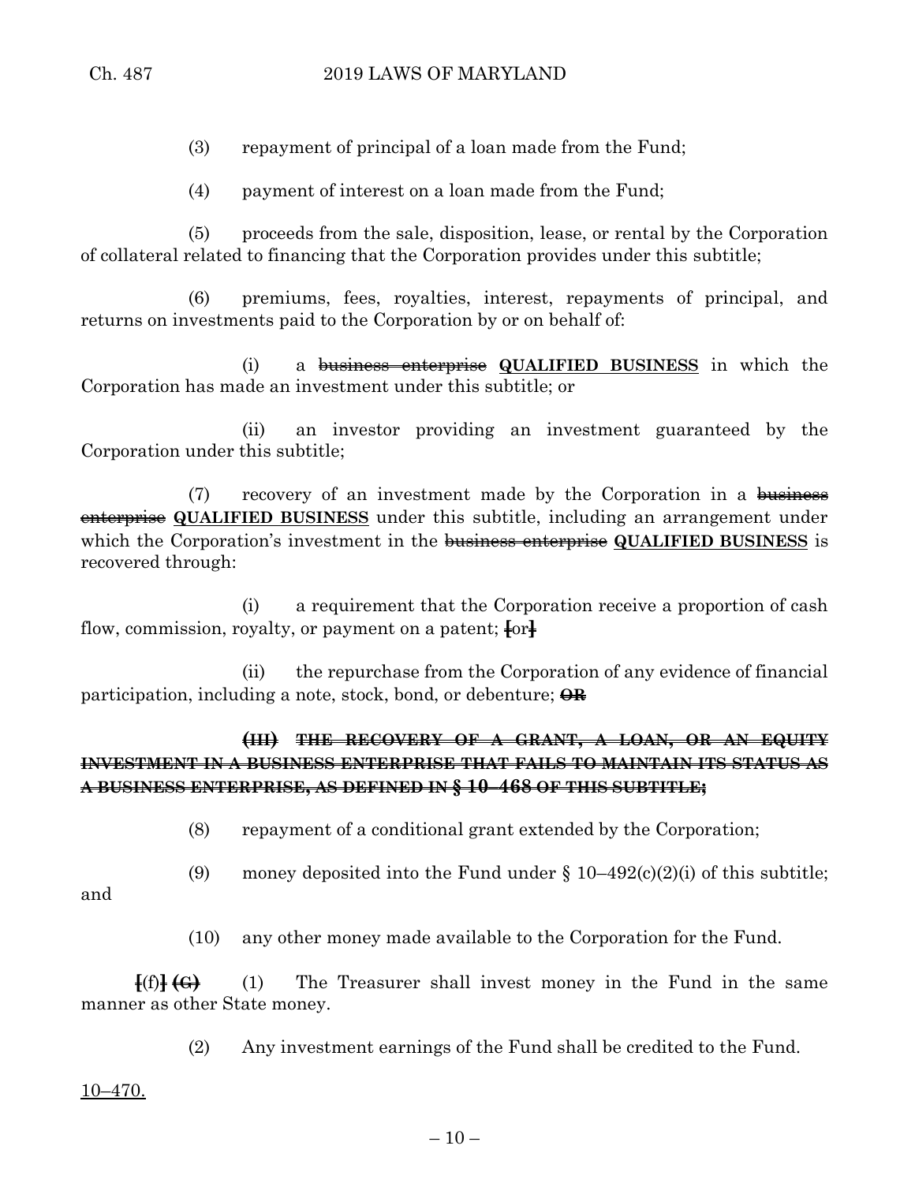(3) repayment of principal of a loan made from the Fund;

(4) payment of interest on a loan made from the Fund;

(5) proceeds from the sale, disposition, lease, or rental by the Corporation of collateral related to financing that the Corporation provides under this subtitle;

(6) premiums, fees, royalties, interest, repayments of principal, and returns on investments paid to the Corporation by or on behalf of:

(i) a ~~business enterprise~~ **QUALIFIED BUSINESS** in which the Corporation has made an investment under this subtitle; or

(ii) an investor providing an investment guaranteed by the Corporation under this subtitle;

(7) recovery of an investment made by the Corporation in a ~~business enterprise~~ **QUALIFIED BUSINESS** under this subtitle, including an arrangement under which the Corporation's investment in the ~~business enterprise~~ **QUALIFIED BUSINESS** is recovered through:

(i) a requirement that the Corporation receive a proportion of cash flow, commission, royalty, or payment on a patent; [or]

(ii) the repurchase from the Corporation of any evidence of financial participation, including a note, stock, bond, or debenture; ~~**OR**~~

~~**(III) THE RECOVERY OF A GRANT, A LOAN, OR AN EQUITY INVESTMENT IN A BUSINESS ENTERPRISE THAT FAILS TO MAINTAIN ITS STATUS AS A BUSINESS ENTERPRISE, AS DEFINED IN § 10–468 OF THIS SUBTITLE;**~~

(8) repayment of a conditional grant extended by the Corporation;

(9) money deposited into the Fund under § 10–492(c)(2)(i) of this subtitle; and

(10) any other money made available to the Corporation for the Fund.

[(f)] ~~**(G)**~~ (1) The Treasurer shall invest money in the Fund in the same manner as other State money.

(2) Any investment earnings of the Fund shall be credited to the Fund.

10–470.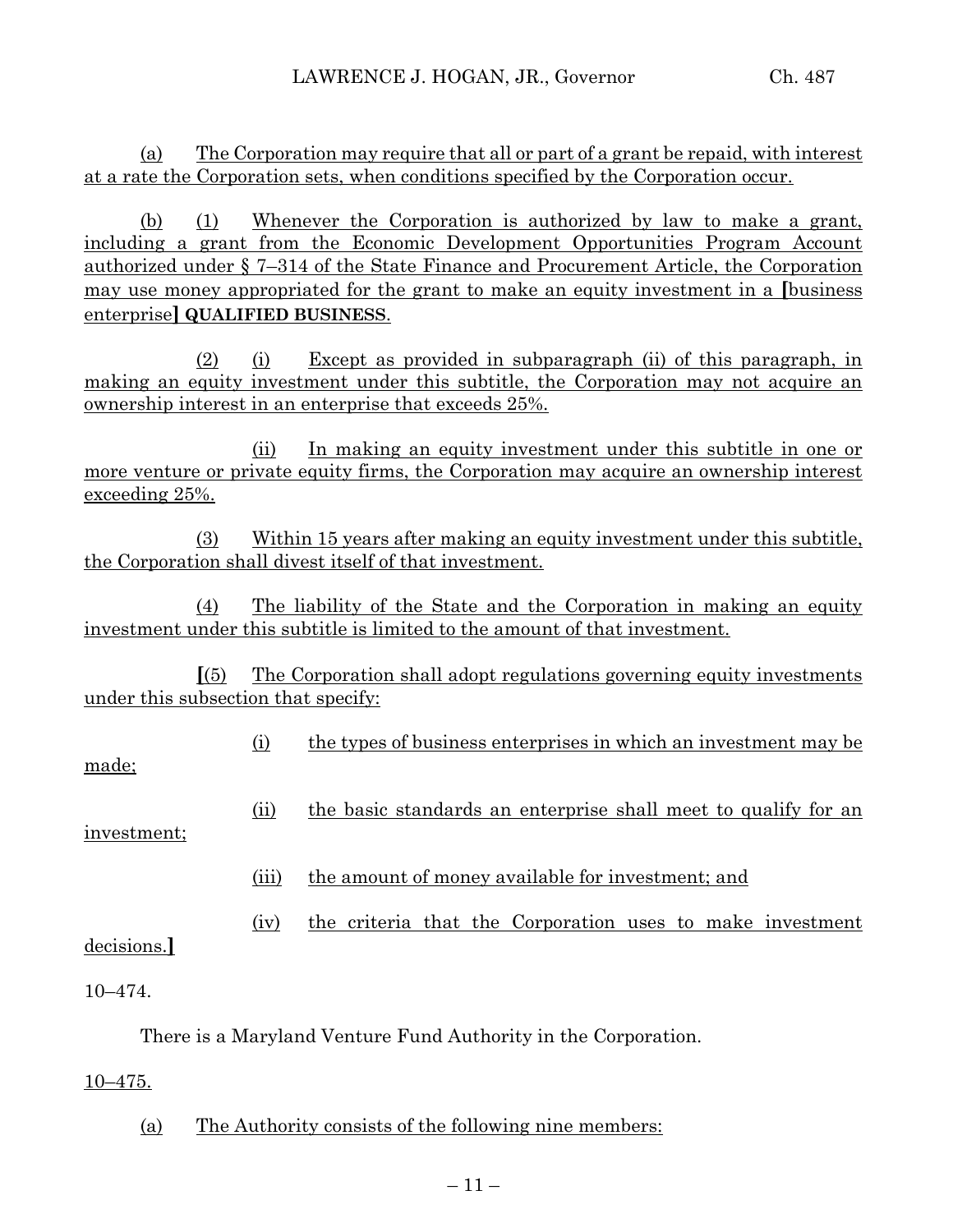(a) The Corporation may require that all or part of a grant be repaid, with interest at a rate the Corporation sets, when conditions specified by the Corporation occur.

(b) (1) Whenever the Corporation is authorized by law to make a grant, including a grant from the Economic Development Opportunities Program Account authorized under § 7–314 of the State Finance and Procurement Article, the Corporation may use money appropriated for the grant to make an equity investment in a **[**business enterprise**]** **QUALIFIED BUSINESS**.

(2) (i) Except as provided in subparagraph (ii) of this paragraph, in making an equity investment under this subtitle, the Corporation may not acquire an ownership interest in an enterprise that exceeds 25%.

(ii) In making an equity investment under this subtitle in one or more venture or private equity firms, the Corporation may acquire an ownership interest exceeding 25%.

(3) Within 15 years after making an equity investment under this subtitle, the Corporation shall divest itself of that investment.

(4) The liability of the State and the Corporation in making an equity investment under this subtitle is limited to the amount of that investment.

**[**(5) The Corporation shall adopt regulations governing equity investments under this subsection that specify:

(i) the types of business enterprises in which an investment may be made;

(ii) the basic standards an enterprise shall meet to qualify for an investment;

(iii) the amount of money available for investment; and

(iv) the criteria that the Corporation uses to make investment decisions.**]**

10–474.

There is a Maryland Venture Fund Authority in the Corporation.

10–475.

(a) The Authority consists of the following nine members: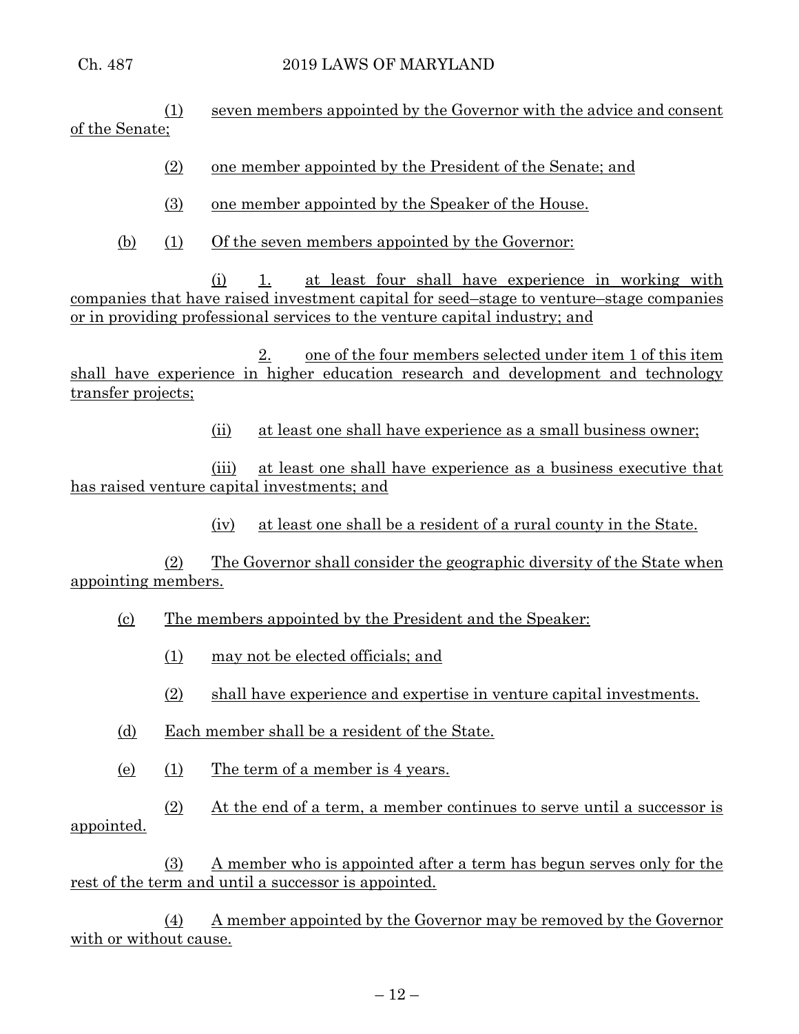(1) seven members appointed by the Governor with the advice and consent of the Senate;

(2) one member appointed by the President of the Senate; and

(3) one member appointed by the Speaker of the House.

(b) (1) Of the seven members appointed by the Governor:

(i) 1. at least four shall have experience in working with companies that have raised investment capital for seed–stage to venture–stage companies or in providing professional services to the venture capital industry; and

2. one of the four members selected under item 1 of this item shall have experience in higher education research and development and technology transfer projects;

(ii) at least one shall have experience as a small business owner;

(iii) at least one shall have experience as a business executive that has raised venture capital investments; and

(iv) at least one shall be a resident of a rural county in the State.

(2) The Governor shall consider the geographic diversity of the State when appointing members.

(c) The members appointed by the President and the Speaker:

(1) may not be elected officials; and

(2) shall have experience and expertise in venture capital investments.

(d) Each member shall be a resident of the State.

(e) (1) The term of a member is 4 years.

(2) At the end of a term, a member continues to serve until a successor is appointed.

(3) A member who is appointed after a term has begun serves only for the rest of the term and until a successor is appointed.

(4) A member appointed by the Governor may be removed by the Governor with or without cause.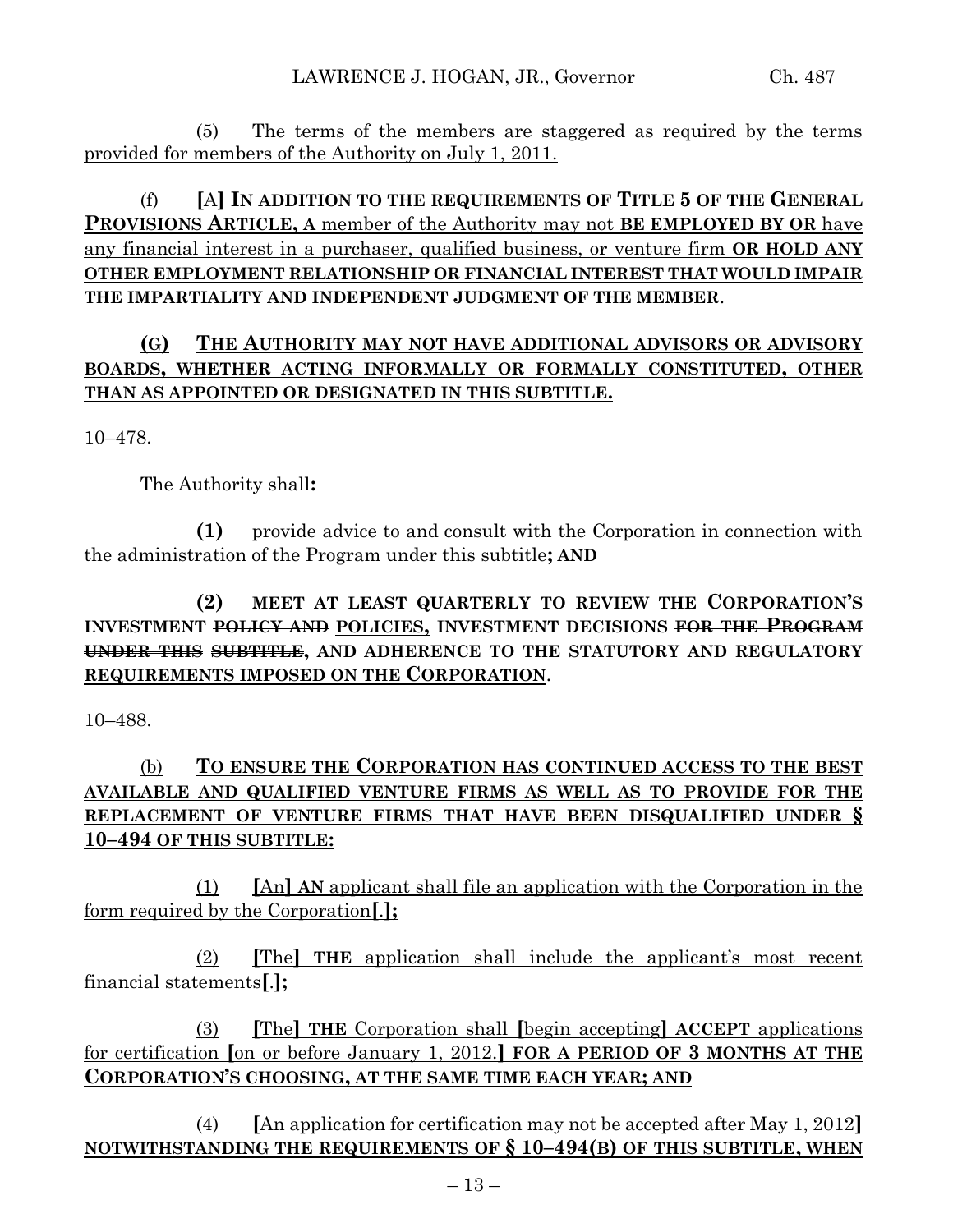(5) The terms of the members are staggered as required by the terms provided for members of the Authority on July 1, 2011.

(f) **[**A**] IN ADDITION TO THE REQUIREMENTS OF TITLE 5 OF THE GENERAL PROVISIONS ARTICLE, A** member of the Authority may not **BE EMPLOYED BY OR** have any financial interest in a purchaser, qualified business, or venture firm **OR HOLD ANY OTHER EMPLOYMENT RELATIONSHIP OR FINANCIAL INTEREST THAT WOULD IMPAIR THE IMPARTIALITY AND INDEPENDENT JUDGMENT OF THE MEMBER**.

**(G) THE AUTHORITY MAY NOT HAVE ADDITIONAL ADVISORS OR ADVISORY BOARDS, WHETHER ACTING INFORMALLY OR FORMALLY CONSTITUTED, OTHER THAN AS APPOINTED OR DESIGNATED IN THIS SUBTITLE.**

10–478.

The Authority shall**:**

**(1)** provide advice to and consult with the Corporation in connection with the administration of the Program under this subtitle**; AND**

**(2) MEET AT LEAST QUARTERLY TO REVIEW THE CORPORATION'S INVESTMENT ~~POLICY AND~~ POLICIES, INVESTMENT DECISIONS ~~FOR THE PROGRAM UNDER THIS~~ ~~SUBTITLE,~~ AND ADHERENCE TO THE STATUTORY AND REGULATORY REQUIREMENTS IMPOSED ON THE CORPORATION**.

10–488.

(b) **TO ENSURE THE CORPORATION HAS CONTINUED ACCESS TO THE BEST AVAILABLE AND QUALIFIED VENTURE FIRMS AS WELL AS TO PROVIDE FOR THE REPLACEMENT OF VENTURE FIRMS THAT HAVE BEEN DISQUALIFIED UNDER § 10–494 OF THIS SUBTITLE:**

(1) **[**An**] AN** applicant shall file an application with the Corporation in the form required by the Corporation**[**.**];**

(2) **[**The**] THE** application shall include the applicant's most recent financial statements**[**.**];**

(3) **[**The**] THE** Corporation shall **[**begin accepting**] ACCEPT** applications for certification **[**on or before January 1, 2012.**] FOR A PERIOD OF 3 MONTHS AT THE CORPORATION'S CHOOSING, AT THE SAME TIME EACH YEAR; AND**

(4) **[**An application for certification may not be accepted after May 1, 2012**] NOTWITHSTANDING THE REQUIREMENTS OF § 10–494(B) OF THIS SUBTITLE, WHEN**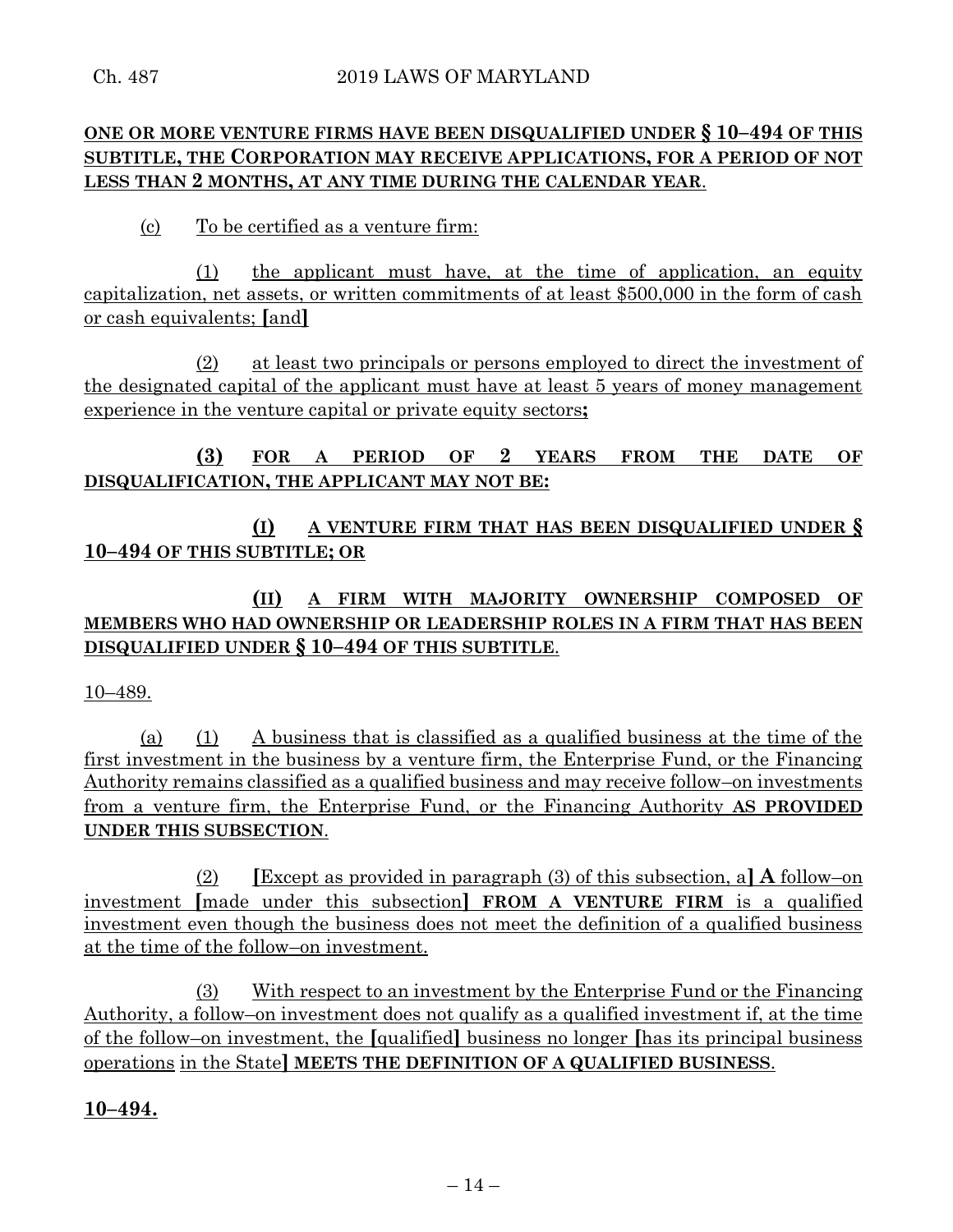**ONE OR MORE VENTURE FIRMS HAVE BEEN DISQUALIFIED UNDER § 10–494 OF THIS SUBTITLE, THE CORPORATION MAY RECEIVE APPLICATIONS, FOR A PERIOD OF NOT LESS THAN 2 MONTHS, AT ANY TIME DURING THE CALENDAR YEAR**.

(c) To be certified as a venture firm:

(1) the applicant must have, at the time of application, an equity capitalization, net assets, or written commitments of at least $500,000 in the form of cash or cash equivalents; **[**and**]**

(2) at least two principals or persons employed to direct the investment of the designated capital of the applicant must have at least 5 years of money management experience in the venture capital or private equity sectors**;**

**(3) FOR A PERIOD OF 2 YEARS FROM THE DATE OF DISQUALIFICATION, THE APPLICANT MAY NOT BE:**

**(I) A VENTURE FIRM THAT HAS BEEN DISQUALIFIED UNDER § 10–494 OF THIS SUBTITLE; OR**

**(II) A FIRM WITH MAJORITY OWNERSHIP COMPOSED OF MEMBERS WHO HAD OWNERSHIP OR LEADERSHIP ROLES IN A FIRM THAT HAS BEEN DISQUALIFIED UNDER § 10–494 OF THIS SUBTITLE**.

10–489.

(a) (1) A business that is classified as a qualified business at the time of the first investment in the business by a venture firm, the Enterprise Fund, or the Financing Authority remains classified as a qualified business and may receive follow–on investments from a venture firm, the Enterprise Fund, or the Financing Authority **AS PROVIDED UNDER THIS SUBSECTION**.

(2) **[**Except as provided in paragraph (3) of this subsection, a**] A** follow–on investment **[**made under this subsection**] FROM A VENTURE FIRM** is a qualified investment even though the business does not meet the definition of a qualified business at the time of the follow–on investment.

(3) With respect to an investment by the Enterprise Fund or the Financing Authority, a follow–on investment does not qualify as a qualified investment if, at the time of the follow–on investment, the **[**qualified**]** business no longer **[**has its principal business operations in the State**] MEETS THE DEFINITION OF A QUALIFIED BUSINESS**.

**10–494.**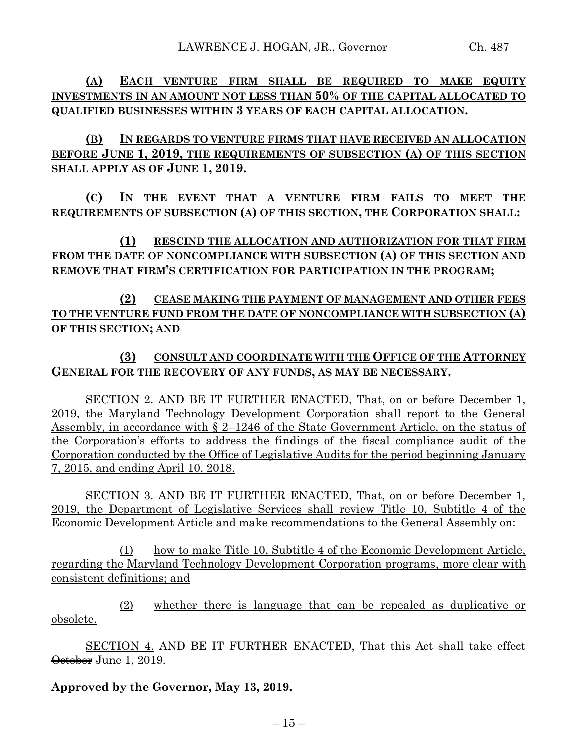**(A) EACH VENTURE FIRM SHALL BE REQUIRED TO MAKE EQUITY INVESTMENTS IN AN AMOUNT NOT LESS THAN 50% OF THE CAPITAL ALLOCATED TO QUALIFIED BUSINESSES WITHIN 3 YEARS OF EACH CAPITAL ALLOCATION.**

**(B) IN REGARDS TO VENTURE FIRMS THAT HAVE RECEIVED AN ALLOCATION BEFORE JUNE 1, 2019, THE REQUIREMENTS OF SUBSECTION (A) OF THIS SECTION SHALL APPLY AS OF JUNE 1, 2019.**

**(C) IN THE EVENT THAT A VENTURE FIRM FAILS TO MEET THE REQUIREMENTS OF SUBSECTION (A) OF THIS SECTION, THE CORPORATION SHALL:**

**(1) RESCIND THE ALLOCATION AND AUTHORIZATION FOR THAT FIRM FROM THE DATE OF NONCOMPLIANCE WITH SUBSECTION (A) OF THIS SECTION AND REMOVE THAT FIRM'S CERTIFICATION FOR PARTICIPATION IN THE PROGRAM;**

**(2) CEASE MAKING THE PAYMENT OF MANAGEMENT AND OTHER FEES TO THE VENTURE FUND FROM THE DATE OF NONCOMPLIANCE WITH SUBSECTION (A) OF THIS SECTION; AND**

**(3) CONSULT AND COORDINATE WITH THE OFFICE OF THE ATTORNEY GENERAL FOR THE RECOVERY OF ANY FUNDS, AS MAY BE NECESSARY.**

SECTION 2. AND BE IT FURTHER ENACTED, That, on or before December 1, 2019, the Maryland Technology Development Corporation shall report to the General Assembly, in accordance with § 2–1246 of the State Government Article, on the status of the Corporation's efforts to address the findings of the fiscal compliance audit of the Corporation conducted by the Office of Legislative Audits for the period beginning January 7, 2015, and ending April 10, 2018.

SECTION 3. AND BE IT FURTHER ENACTED, That, on or before December 1, 2019, the Department of Legislative Services shall review Title 10, Subtitle 4 of the Economic Development Article and make recommendations to the General Assembly on:

(1) how to make Title 10, Subtitle 4 of the Economic Development Article, regarding the Maryland Technology Development Corporation programs, more clear with consistent definitions; and

(2) whether there is language that can be repealed as duplicative or obsolete.

SECTION 4. AND BE IT FURTHER ENACTED, That this Act shall take effect ~~October~~ June 1, 2019.

**Approved by the Governor, May 13, 2019.**